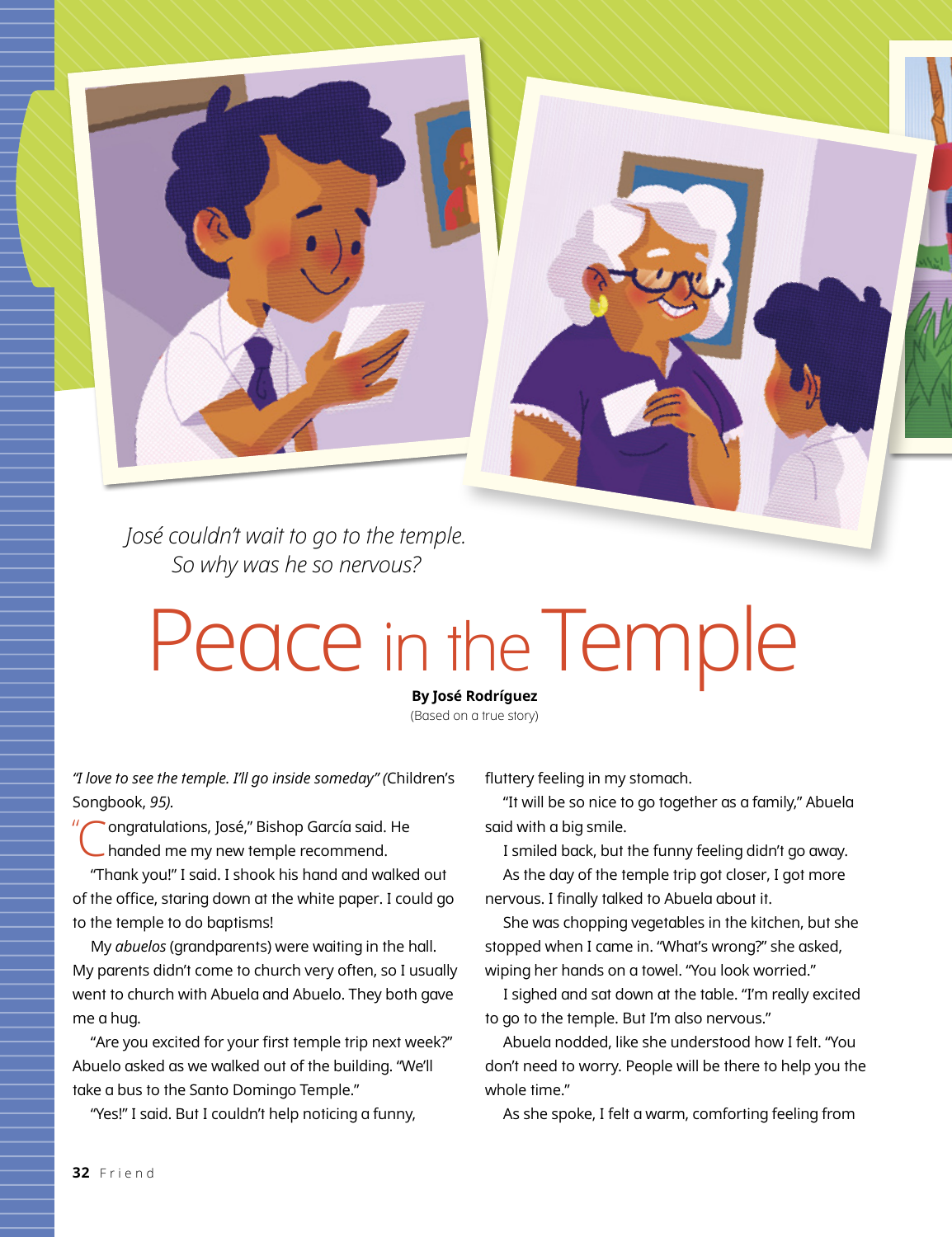*José couldn't wait to go to the temple. So why was he so nervous?*

# Peace in the Temple

**By José Rodríguez**
(Based on a true story)

*"I love to see the temple. I'll go inside someday" (*Children's Songbook, *95).*

"Congratulations, José," Bishop García said. He handed me my new temple recommend.

"Thank you!" I said. I shook his hand and walked out of the office, staring down at the white paper. I could go to the temple to do baptisms!

My *abuelos* (grandparents) were waiting in the hall. My parents didn't come to church very often, so I usually went to church with Abuela and Abuelo. They both gave me a hug.

"Are you excited for your first temple trip next week?" Abuelo asked as we walked out of the building. "We'll take a bus to the Santo Domingo Temple."

"Yes!" I said. But I couldn't help noticing a funny, fluttery feeling in my stomach.

"It will be so nice to go together as a family," Abuela said with a big smile.

I smiled back, but the funny feeling didn't go away.

As the day of the temple trip got closer, I got more nervous. I finally talked to Abuela about it.

She was chopping vegetables in the kitchen, but she stopped when I came in. "What's wrong?" she asked, wiping her hands on a towel. "You look worried."

I sighed and sat down at the table. "I'm really excited to go to the temple. But I'm also nervous."

Abuela nodded, like she understood how I felt. "You don't need to worry. People will be there to help you the whole time."

As she spoke, I felt a warm, comforting feeling from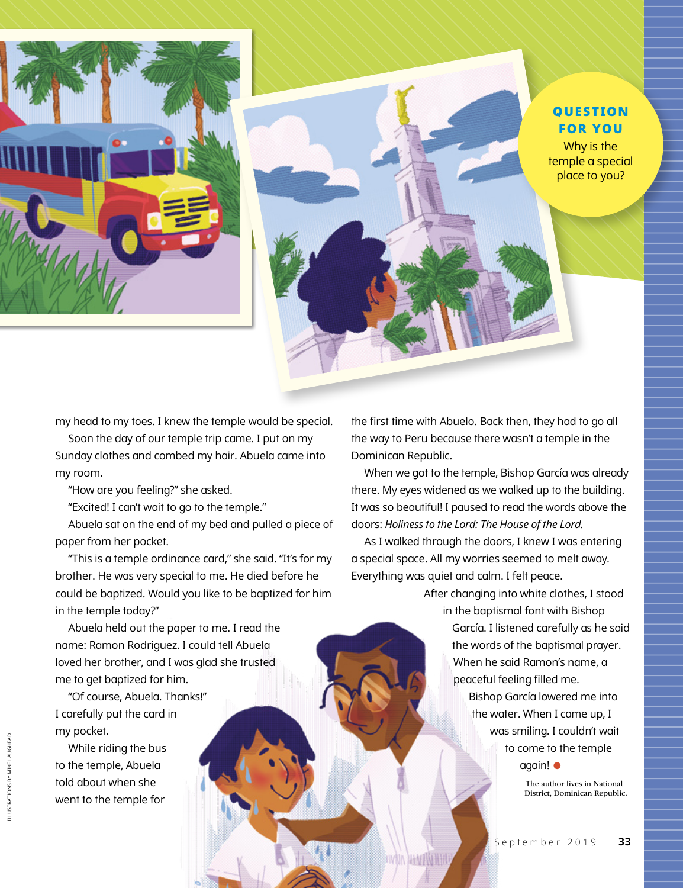**QUESTION FOR YOU**

Why is the temple a special place to you?

my head to my toes. I knew the temple would be special.

Soon the day of our temple trip came. I put on my Sunday clothes and combed my hair. Abuela came into my room.

"How are you feeling?" she asked.

"Excited! I can't wait to go to the temple."

Abuela sat on the end of my bed and pulled a piece of paper from her pocket.

"This is a temple ordinance card," she said. "It's for my brother. He was very special to me. He died before he could be baptized. Would you like to be baptized for him in the temple today?"

Abuela held out the paper to me. I read the name: Ramon Rodriguez. I could tell Abuela loved her brother, and I was glad she trusted me to get baptized for him.

"Of course, Abuela. Thanks!" I carefully put the card in my pocket.

While riding the bus to the temple, Abuela told about when she went to the temple for the first time with Abuelo. Back then, they had to go all the way to Peru because there wasn't a temple in the Dominican Republic.

When we got to the temple, Bishop García was already there. My eyes widened as we walked up to the building. It was so beautiful! I paused to read the words above the doors: *Holiness to the Lord: The House of the Lord.*

As I walked through the doors, I knew I was entering a special space. All my worries seemed to melt away. Everything was quiet and calm. I felt peace.

After changing into white clothes, I stood in the baptismal font with Bishop García. I listened carefully as he said the words of the baptismal prayer. When he said Ramon's name, a peaceful feeling filled me.

Bishop García lowered me into the water. When I came up, I was smiling. I couldn't wait to come to the temple again! ●

The author lives in National District, Dominican Republic.

ILLUSTRATIONS BY MIKE LAUGHEAD